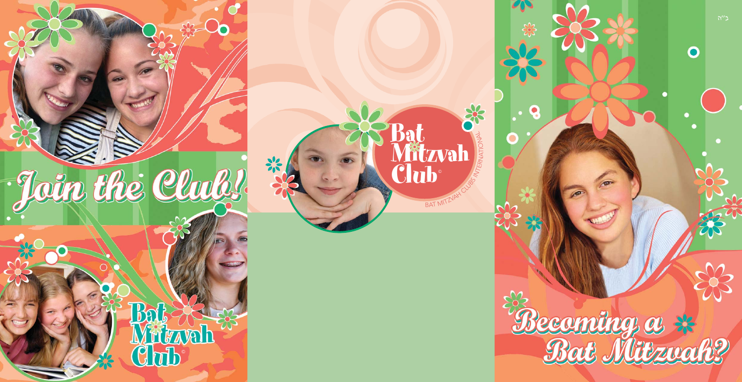# Join the Club!

Bat Mitzvah Club©

Bat Mitzvah Club©

BAT MITZVAH CLUBS INTERNATIONAL

ב"ה

# Becoming a Bat Mitzvah?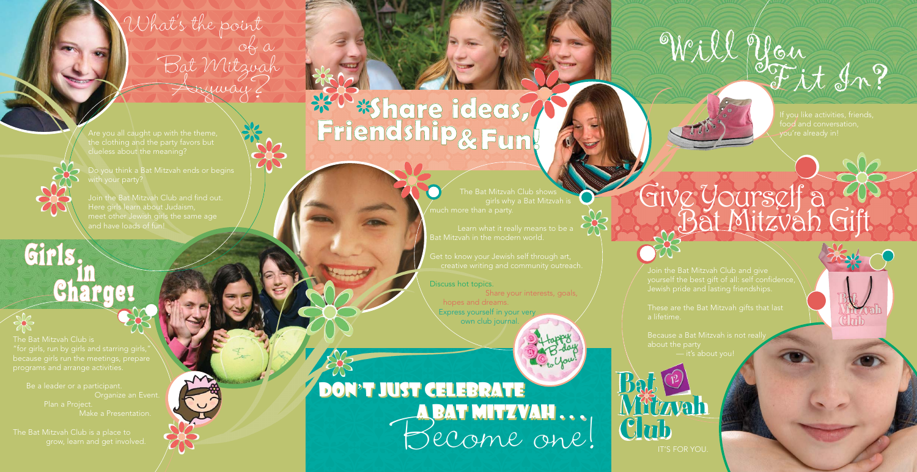# What's the point of a Bat Mitzvah Anyway?

Are you all caught up with the theme, the clothing and the party favors but clueless about the meaning?

Do you think a Bat Mitzvah ends or begins with your party?

Join the Bat Mitzvah Club and find out. Here girls learn about Judaism, meet other Jewish girls the same age and have loads of fun!

# Girls in Charge!

The Bat Mitzvah Club is "for girls, run by girls and starring girls," because girls run the meetings, prepare programs and arrange activities.

Be a leader or a participant.
Organize an Event.
Plan a Project.
Make a Presentation.

The Bat Mitzvah Club is a place to grow, learn and get involved.

# Share ideas, Friendship & Fun!

The Bat Mitzvah Club shows girls why a Bat Mitzvah is much more than a party.

Learn what it really means to be a Bat Mitzvah in the modern world.

Get to know your Jewish self through art, creative writing and community outreach.

Discuss hot topics.
Share your interests, goals, hopes and dreams.
Express yourself in your very own club journal.

Happy B-day to You!

# Don't just celebrate a Bat Mitzvah . . . Become one!

# Will You Fit In?

If you like activities, friends, food and conversation, you're already in!

# Give Yourself a Bat Mitzvah Gift

Join the Bat Mitzvah Club and give yourself the best gift of all: self confidence, Jewish pride and lasting friendships.

These are the Bat Mitzvah gifts that last a lifetime.

Because a Bat Mitzvah is not really about the party — it's about you!

Bat Mitzvah Club

Bat Mitzvah Club 12

IT'S FOR YOU.